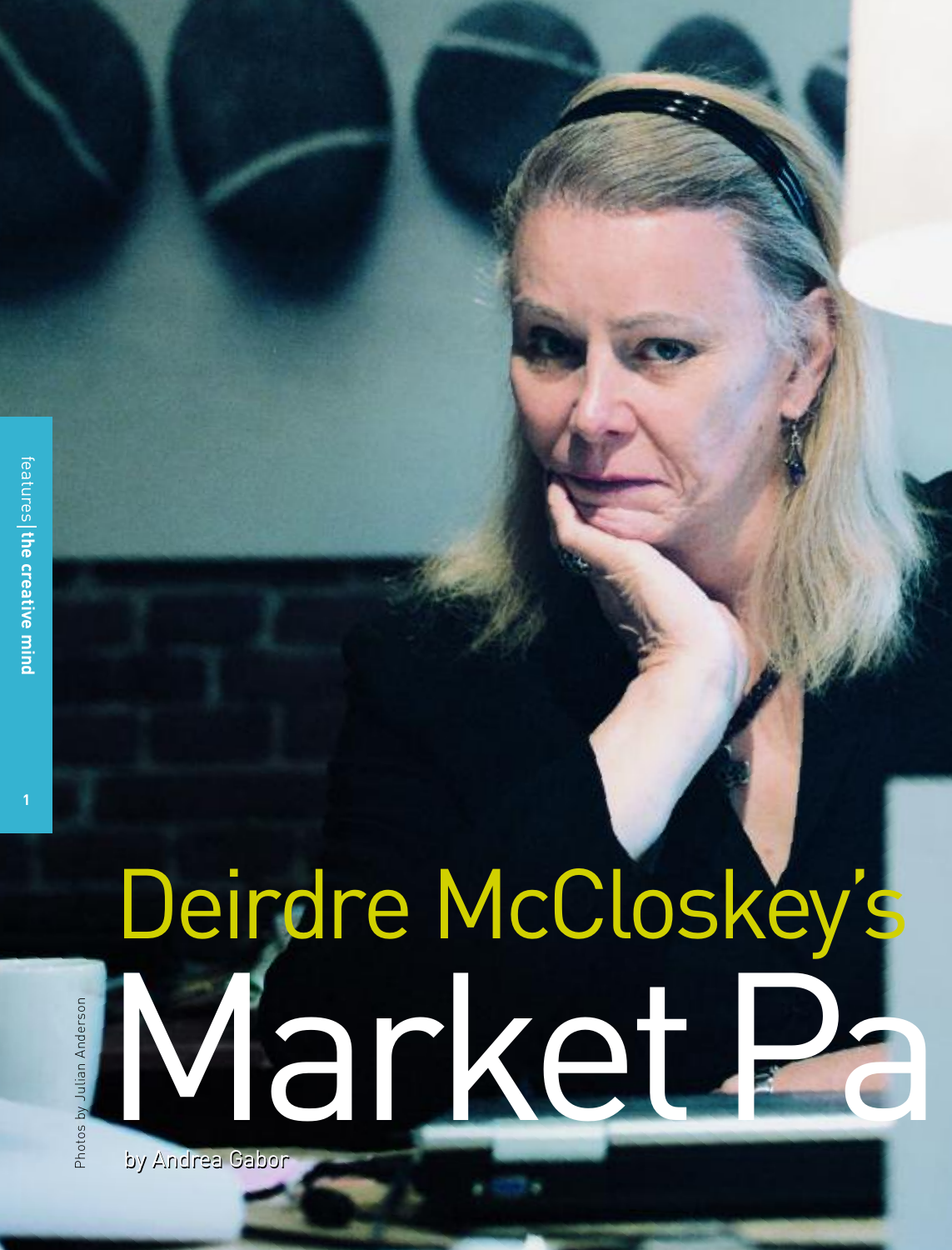# Deirdre McCloskey's Market Pa

by Andrea Gabor

Photos by Julian Anderson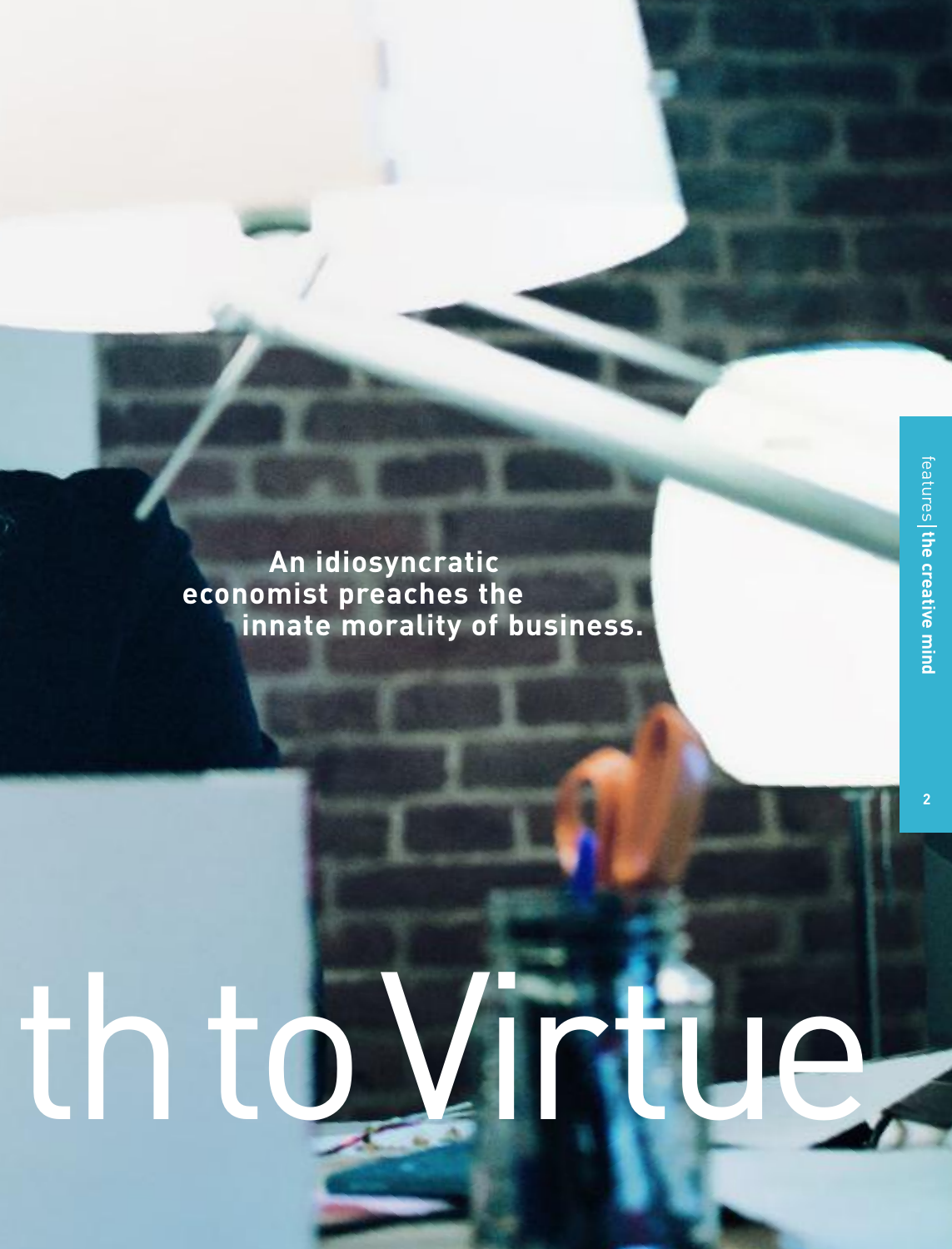**An idiosyncratic economist preaches the innate morality of business.**

# th to Virtue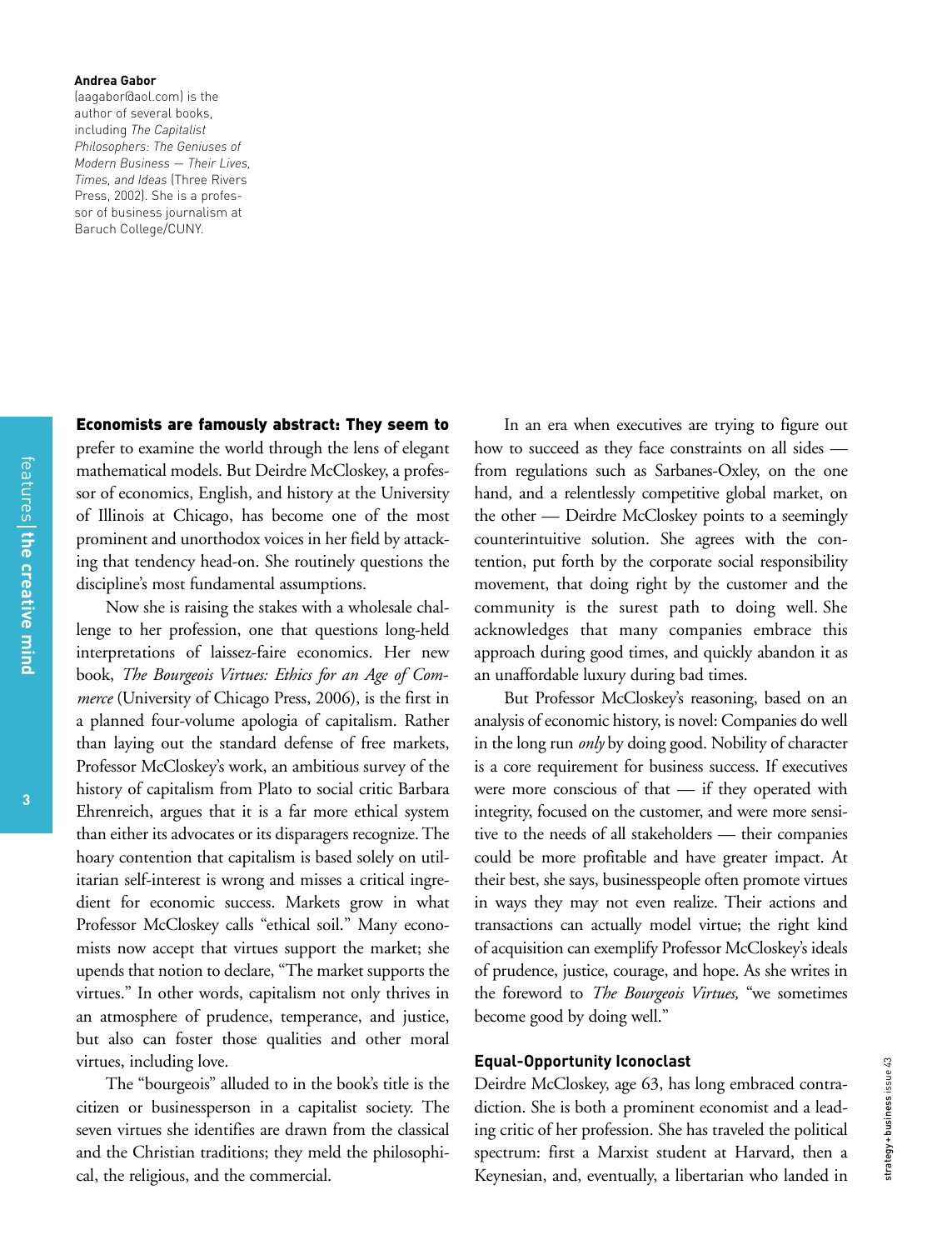**Andrea Gabor**
(aagabor@aol.com) is the author of several books, including *The Capitalist Philosophers: The Geniuses of Modern Business — Their Lives, Times, and Ideas* (Three Rivers Press, 2002). She is a professor of business journalism at Baruch College/CUNY.

**Economists are famously abstract: They seem to** prefer to examine the world through the lens of elegant mathematical models. But Deirdre McCloskey, a professor of economics, English, and history at the University of Illinois at Chicago, has become one of the most prominent and unorthodox voices in her field by attacking that tendency head-on. She routinely questions the discipline's most fundamental assumptions.

Now she is raising the stakes with a wholesale challenge to her profession, one that questions long-held interpretations of laissez-faire economics. Her new book, *The Bourgeois Virtues: Ethics for an Age of Commerce* (University of Chicago Press, 2006), is the first in a planned four-volume apologia of capitalism. Rather than laying out the standard defense of free markets, Professor McCloskey's work, an ambitious survey of the history of capitalism from Plato to social critic Barbara Ehrenreich, argues that it is a far more ethical system than either its advocates or its disparagers recognize. The hoary contention that capitalism is based solely on utilitarian self-interest is wrong and misses a critical ingredient for economic success. Markets grow in what Professor McCloskey calls "ethical soil." Many economists now accept that virtues support the market; she upends that notion to declare, "The market supports the virtues." In other words, capitalism not only thrives in an atmosphere of prudence, temperance, and justice, but also can foster those qualities and other moral virtues, including love.

The "bourgeois" alluded to in the book's title is the citizen or businessperson in a capitalist society. The seven virtues she identifies are drawn from the classical and the Christian traditions; they meld the philosophical, the religious, and the commercial.

In an era when executives are trying to figure out how to succeed as they face constraints on all sides — from regulations such as Sarbanes-Oxley, on the one hand, and a relentlessly competitive global market, on the other — Deirdre McCloskey points to a seemingly counterintuitive solution. She agrees with the contention, put forth by the corporate social responsibility movement, that doing right by the customer and the community is the surest path to doing well. She acknowledges that many companies embrace this approach during good times, and quickly abandon it as an unaffordable luxury during bad times.

But Professor McCloskey's reasoning, based on an analysis of economic history, is novel: Companies do well in the long run *only* by doing good. Nobility of character is a core requirement for business success. If executives were more conscious of that — if they operated with integrity, focused on the customer, and were more sensitive to the needs of all stakeholders — their companies could be more profitable and have greater impact. At their best, she says, businesspeople often promote virtues in ways they may not even realize. Their actions and transactions can actually model virtue; the right kind of acquisition can exemplify Professor McCloskey's ideals of prudence, justice, courage, and hope. As she writes in the foreword to *The Bourgeois Virtues,* "we sometimes become good by doing well."

### Equal-Opportunity Iconoclast

Deirdre McCloskey, age 63, has long embraced contradiction. She is both a prominent economist and a leading critic of her profession. She has traveled the political spectrum: first a Marxist student at Harvard, then a Keynesian, and, eventually, a libertarian who landed in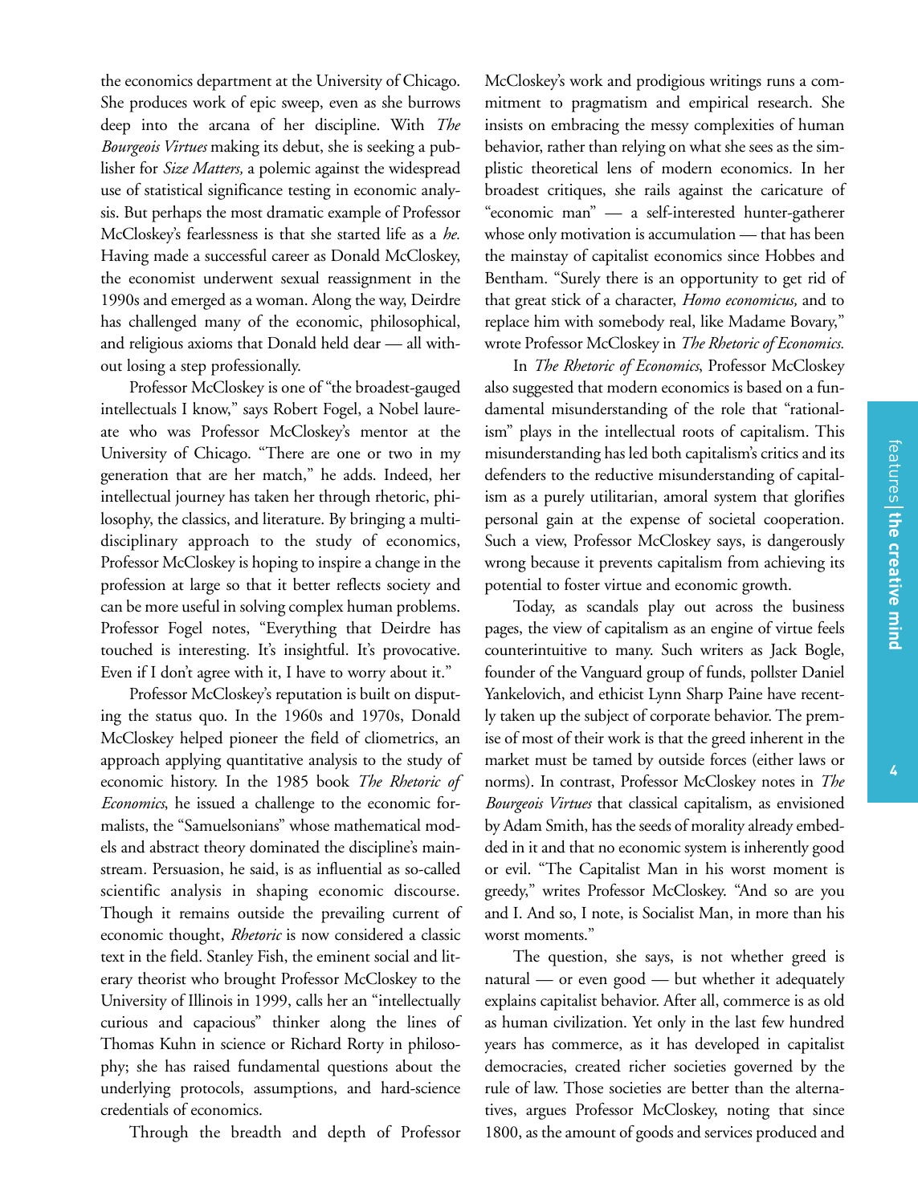the economics department at the University of Chicago. She produces work of epic sweep, even as she burrows deep into the arcana of her discipline. With *The Bourgeois Virtues* making its debut, she is seeking a publisher for *Size Matters,* a polemic against the widespread use of statistical significance testing in economic analysis. But perhaps the most dramatic example of Professor McCloskey's fearlessness is that she started life as a *he.* Having made a successful career as Donald McCloskey, the economist underwent sexual reassignment in the 1990s and emerged as a woman. Along the way, Deirdre has challenged many of the economic, philosophical, and religious axioms that Donald held dear — all without losing a step professionally.

Professor McCloskey is one of "the broadest-gauged intellectuals I know," says Robert Fogel, a Nobel laureate who was Professor McCloskey's mentor at the University of Chicago. "There are one or two in my generation that are her match," he adds. Indeed, her intellectual journey has taken her through rhetoric, philosophy, the classics, and literature. By bringing a multidisciplinary approach to the study of economics, Professor McCloskey is hoping to inspire a change in the profession at large so that it better reflects society and can be more useful in solving complex human problems. Professor Fogel notes, "Everything that Deirdre has touched is interesting. It's insightful. It's provocative. Even if I don't agree with it, I have to worry about it."

Professor McCloskey's reputation is built on disputing the status quo. In the 1960s and 1970s, Donald McCloskey helped pioneer the field of cliometrics, an approach applying quantitative analysis to the study of economic history. In the 1985 book *The Rhetoric of Economics*, he issued a challenge to the economic formalists, the "Samuelsonians" whose mathematical models and abstract theory dominated the discipline's mainstream. Persuasion, he said, is as influential as so-called scientific analysis in shaping economic discourse. Though it remains outside the prevailing current of economic thought, *Rhetoric* is now considered a classic text in the field. Stanley Fish, the eminent social and literary theorist who brought Professor McCloskey to the University of Illinois in 1999, calls her an "intellectually curious and capacious" thinker along the lines of Thomas Kuhn in science or Richard Rorty in philosophy; she has raised fundamental questions about the underlying protocols, assumptions, and hard-science credentials of economics.

Through the breadth and depth of Professor McCloskey's work and prodigious writings runs a commitment to pragmatism and empirical research. She insists on embracing the messy complexities of human behavior, rather than relying on what she sees as the simplistic theoretical lens of modern economics. In her broadest critiques, she rails against the caricature of "economic man" — a self-interested hunter-gatherer whose only motivation is accumulation — that has been the mainstay of capitalist economics since Hobbes and Bentham. "Surely there is an opportunity to get rid of that great stick of a character, *Homo economicus,* and to replace him with somebody real, like Madame Bovary," wrote Professor McCloskey in *The Rhetoric of Economics.*

In *The Rhetoric of Economics*, Professor McCloskey also suggested that modern economics is based on a fundamental misunderstanding of the role that "rationalism" plays in the intellectual roots of capitalism. This misunderstanding has led both capitalism's critics and its defenders to the reductive misunderstanding of capitalism as a purely utilitarian, amoral system that glorifies personal gain at the expense of societal cooperation. Such a view, Professor McCloskey says, is dangerously wrong because it prevents capitalism from achieving its potential to foster virtue and economic growth.

Today, as scandals play out across the business pages, the view of capitalism as an engine of virtue feels counterintuitive to many. Such writers as Jack Bogle, founder of the Vanguard group of funds, pollster Daniel Yankelovich, and ethicist Lynn Sharp Paine have recently taken up the subject of corporate behavior. The premise of most of their work is that the greed inherent in the market must be tamed by outside forces (either laws or norms). In contrast, Professor McCloskey notes in *The Bourgeois Virtues* that classical capitalism, as envisioned by Adam Smith, has the seeds of morality already embedded in it and that no economic system is inherently good or evil. "The Capitalist Man in his worst moment is greedy," writes Professor McCloskey. "And so are you and I. And so, I note, is Socialist Man, in more than his worst moments."

The question, she says, is not whether greed is natural — or even good — but whether it adequately explains capitalist behavior. After all, commerce is as old as human civilization. Yet only in the last few hundred years has commerce, as it has developed in capitalist democracies, created richer societies governed by the rule of law. Those societies are better than the alternatives, argues Professor McCloskey, noting that since 1800, as the amount of goods and services produced and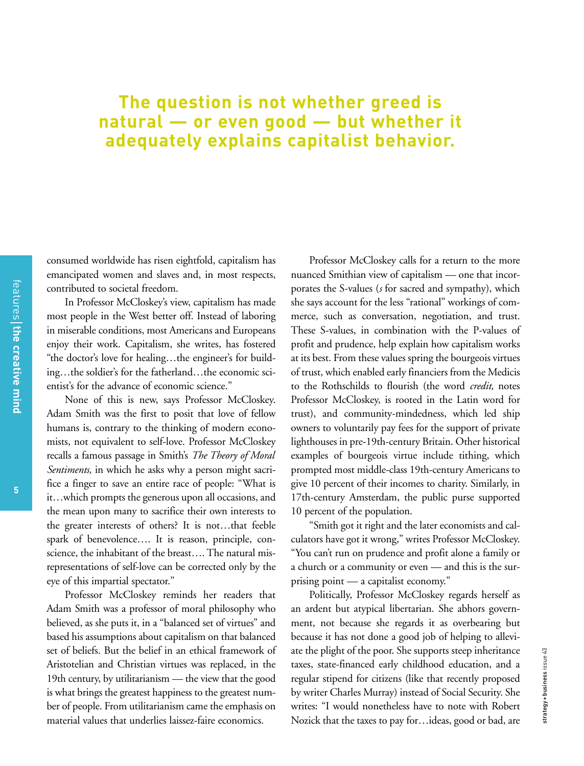**The question is not whether greed is natural — or even good — but whether it adequately explains capitalist behavior.**

consumed worldwide has risen eightfold, capitalism has emancipated women and slaves and, in most respects, contributed to societal freedom.

In Professor McCloskey's view, capitalism has made most people in the West better off. Instead of laboring in miserable conditions, most Americans and Europeans enjoy their work. Capitalism, she writes, has fostered "the doctor's love for healing…the engineer's for building…the soldier's for the fatherland…the economic scientist's for the advance of economic science."

None of this is new, says Professor McCloskey. Adam Smith was the first to posit that love of fellow humans is, contrary to the thinking of modern economists, not equivalent to self-love. Professor McCloskey recalls a famous passage in Smith's *The Theory of Moral Sentiments,* in which he asks why a person might sacrifice a finger to save an entire race of people: "What is it…which prompts the generous upon all occasions, and the mean upon many to sacrifice their own interests to the greater interests of others? It is not…that feeble spark of benevolence…. It is reason, principle, conscience, the inhabitant of the breast…. The natural misrepresentations of self-love can be corrected only by the eye of this impartial spectator."

Professor McCloskey reminds her readers that Adam Smith was a professor of moral philosophy who believed, as she puts it, in a "balanced set of virtues" and based his assumptions about capitalism on that balanced set of beliefs. But the belief in an ethical framework of Aristotelian and Christian virtues was replaced, in the 19th century, by utilitarianism — the view that the good is what brings the greatest happiness to the greatest number of people. From utilitarianism came the emphasis on material values that underlies laissez-faire economics.

Professor McCloskey calls for a return to the more nuanced Smithian view of capitalism — one that incorporates the S-values (*s* for sacred and sympathy), which she says account for the less "rational" workings of commerce, such as conversation, negotiation, and trust. These S-values, in combination with the P-values of profit and prudence, help explain how capitalism works at its best. From these values spring the bourgeois virtues of trust, which enabled early financiers from the Medicis to the Rothschilds to flourish (the word *credit,* notes Professor McCloskey, is rooted in the Latin word for trust), and community-mindedness, which led ship owners to voluntarily pay fees for the support of private lighthouses in pre-19th-century Britain. Other historical examples of bourgeois virtue include tithing, which prompted most middle-class 19th-century Americans to give 10 percent of their incomes to charity. Similarly, in 17th-century Amsterdam, the public purse supported 10 percent of the population.

"Smith got it right and the later economists and calculators have got it wrong," writes Professor McCloskey. "You can't run on prudence and profit alone a family or a church or a community or even — and this is the surprising point — a capitalist economy."

Politically, Professor McCloskey regards herself as an ardent but atypical libertarian. She abhors government, not because she regards it as overbearing but because it has not done a good job of helping to alleviate the plight of the poor. She supports steep inheritance taxes, state-financed early childhood education, and a regular stipend for citizens (like that recently proposed by writer Charles Murray) instead of Social Security. She writes: "I would nonetheless have to note with Robert Nozick that the taxes to pay for…ideas, good or bad, are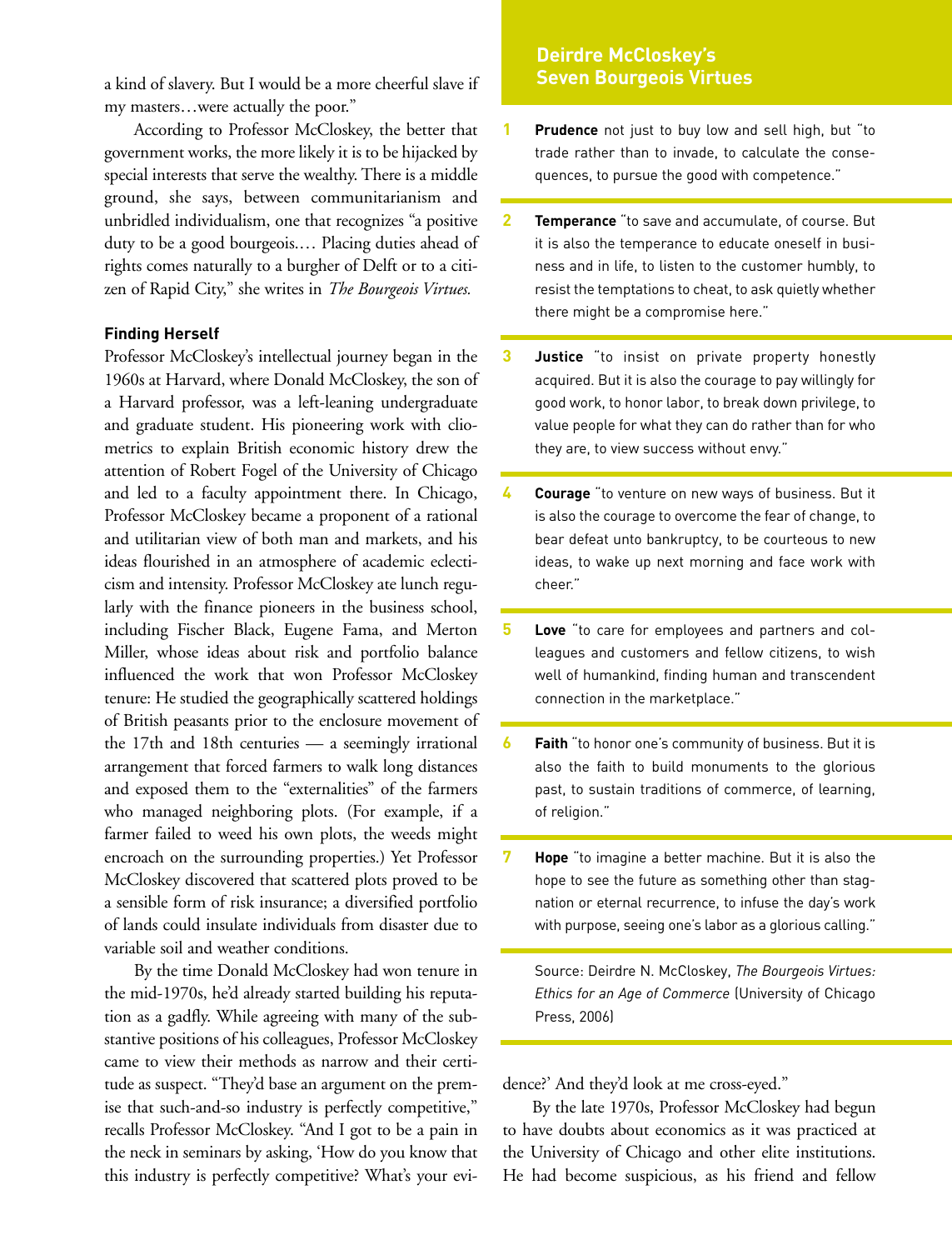a kind of slavery. But I would be a more cheerful slave if my masters…were actually the poor."

According to Professor McCloskey, the better that government works, the more likely it is to be hijacked by special interests that serve the wealthy. There is a middle ground, she says, between communitarianism and unbridled individualism, one that recognizes "a positive duty to be a good bourgeois.… Placing duties ahead of rights comes naturally to a burgher of Delft or to a citizen of Rapid City," she writes in *The Bourgeois Virtues.*

**Finding Herself**

Professor McCloskey's intellectual journey began in the 1960s at Harvard, where Donald McCloskey, the son of a Harvard professor, was a left-leaning undergraduate and graduate student. His pioneering work with cliometrics to explain British economic history drew the attention of Robert Fogel of the University of Chicago and led to a faculty appointment there. In Chicago, Professor McCloskey became a proponent of a rational and utilitarian view of both man and markets, and his ideas flourished in an atmosphere of academic eclecticism and intensity. Professor McCloskey ate lunch regularly with the finance pioneers in the business school, including Fischer Black, Eugene Fama, and Merton Miller, whose ideas about risk and portfolio balance influenced the work that won Professor McCloskey tenure: He studied the geographically scattered holdings of British peasants prior to the enclosure movement of the 17th and 18th centuries — a seemingly irrational arrangement that forced farmers to walk long distances and exposed them to the "externalities" of the farmers who managed neighboring plots. (For example, if a farmer failed to weed his own plots, the weeds might encroach on the surrounding properties.) Yet Professor McCloskey discovered that scattered plots proved to be a sensible form of risk insurance; a diversified portfolio of lands could insulate individuals from disaster due to variable soil and weather conditions.

By the time Donald McCloskey had won tenure in the mid-1970s, he'd already started building his reputation as a gadfly. While agreeing with many of the substantive positions of his colleagues, Professor McCloskey came to view their methods as narrow and their certitude as suspect. "They'd base an argument on the premise that such-and-so industry is perfectly competitive," recalls Professor McCloskey. "And I got to be a pain in the neck in seminars by asking, 'How do you know that this industry is perfectly competitive? What's your evidence?' And they'd look at me cross-eyed."

By the late 1970s, Professor McCloskey had begun to have doubts about economics as it was practiced at the University of Chicago and other elite institutions. He had become suspicious, as his friend and fellow

## Deirdre McCloskey's Seven Bourgeois Virtues

1. **Prudence** not just to buy low and sell high, but "to trade rather than to invade, to calculate the consequences, to pursue the good with competence."

2. **Temperance** "to save and accumulate, of course. But it is also the temperance to educate oneself in business and in life, to listen to the customer humbly, to resist the temptations to cheat, to ask quietly whether there might be a compromise here."

3. **Justice** "to insist on private property honestly acquired. But it is also the courage to pay willingly for good work, to honor labor, to break down privilege, to value people for what they can do rather than for who they are, to view success without envy."

4. **Courage** "to venture on new ways of business. But it is also the courage to overcome the fear of change, to bear defeat unto bankruptcy, to be courteous to new ideas, to wake up next morning and face work with cheer."

5. **Love** "to care for employees and partners and colleagues and customers and fellow citizens, to wish well of humankind, finding human and transcendent connection in the marketplace."

6. **Faith** "to honor one's community of business. But it is also the faith to build monuments to the glorious past, to sustain traditions of commerce, of learning, of religion."

7. **Hope** "to imagine a better machine. But it is also the hope to see the future as something other than stagnation or eternal recurrence, to infuse the day's work with purpose, seeing one's labor as a glorious calling."

Source: Deirdre N. McCloskey, *The Bourgeois Virtues: Ethics for an Age of Commerce* (University of Chicago Press, 2006)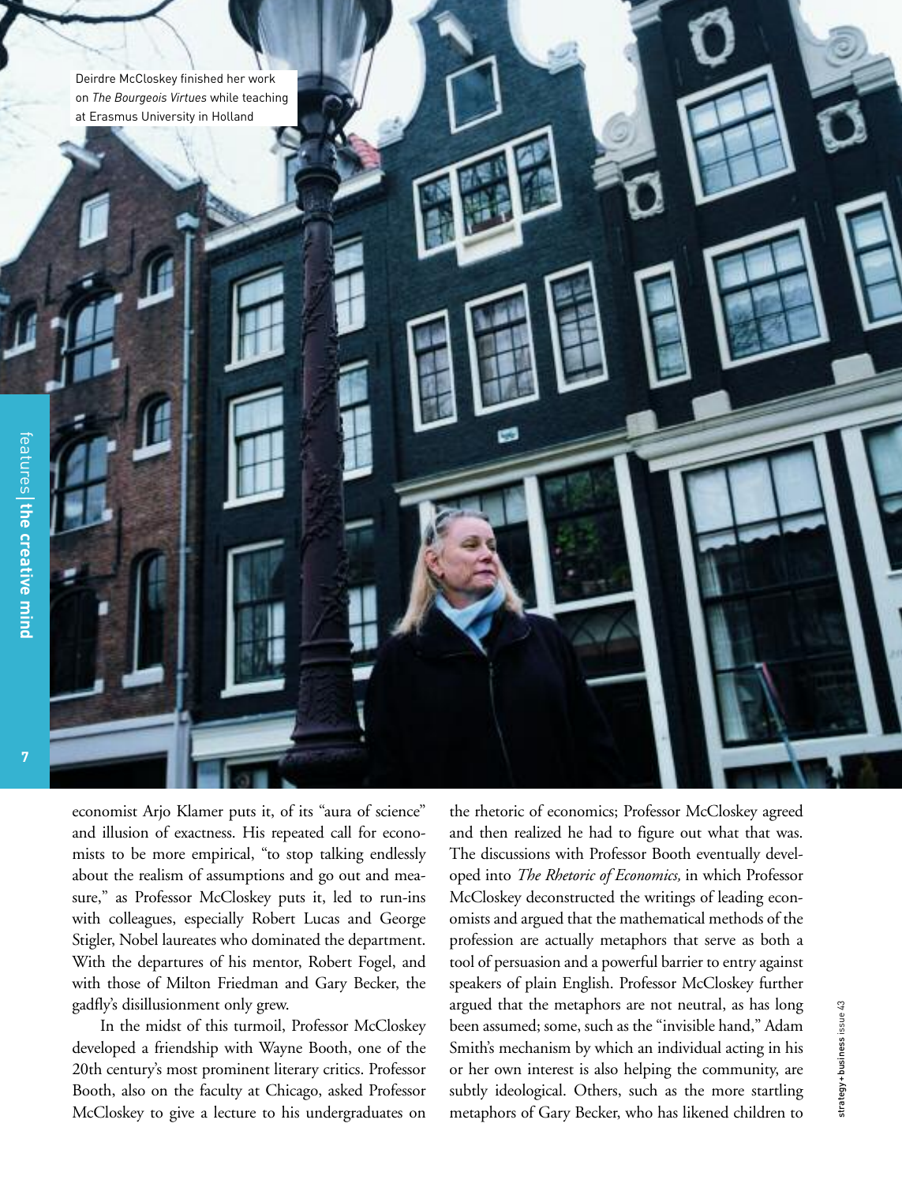Deirdre McCloskey finished her work on *The Bourgeois Virtues* while teaching at Erasmus University in Holland

economist Arjo Klamer puts it, of its "aura of science" and illusion of exactness. His repeated call for economists to be more empirical, "to stop talking endlessly about the realism of assumptions and go out and measure," as Professor McCloskey puts it, led to run-ins with colleagues, especially Robert Lucas and George Stigler, Nobel laureates who dominated the department. With the departures of his mentor, Robert Fogel, and with those of Milton Friedman and Gary Becker, the gadfly's disillusionment only grew.

In the midst of this turmoil, Professor McCloskey developed a friendship with Wayne Booth, one of the 20th century's most prominent literary critics. Professor Booth, also on the faculty at Chicago, asked Professor McCloskey to give a lecture to his undergraduates on the rhetoric of economics; Professor McCloskey agreed and then realized he had to figure out what that was. The discussions with Professor Booth eventually developed into *The Rhetoric of Economics,* in which Professor McCloskey deconstructed the writings of leading economists and argued that the mathematical methods of the profession are actually metaphors that serve as both a tool of persuasion and a powerful barrier to entry against speakers of plain English. Professor McCloskey further argued that the metaphors are not neutral, as has long been assumed; some, such as the "invisible hand," Adam Smith's mechanism by which an individual acting in his or her own interest is also helping the community, are subtly ideological. Others, such as the more startling metaphors of Gary Becker, who has likened children to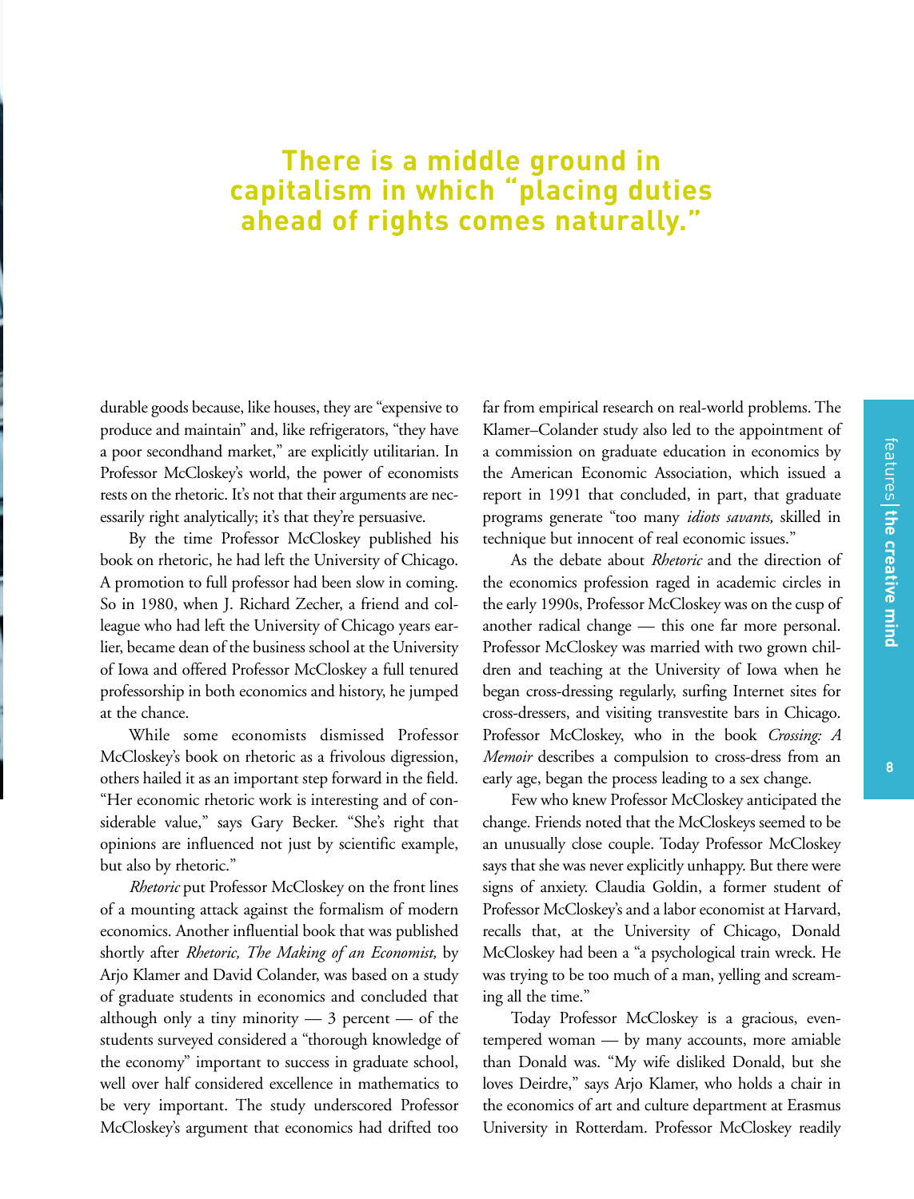**There is a middle ground in capitalism in which "placing duties ahead of rights comes naturally."**

durable goods because, like houses, they are "expensive to produce and maintain" and, like refrigerators, "they have a poor secondhand market," are explicitly utilitarian. In Professor McCloskey's world, the power of economists rests on the rhetoric. It's not that their arguments are necessarily right analytically; it's that they're persuasive.

By the time Professor McCloskey published his book on rhetoric, he had left the University of Chicago. A promotion to full professor had been slow in coming. So in 1980, when J. Richard Zecher, a friend and colleague who had left the University of Chicago years earlier, became dean of the business school at the University of Iowa and offered Professor McCloskey a full tenured professorship in both economics and history, he jumped at the chance.

While some economists dismissed Professor McCloskey's book on rhetoric as a frivolous digression, others hailed it as an important step forward in the field. "Her economic rhetoric work is interesting and of considerable value," says Gary Becker. "She's right that opinions are influenced not just by scientific example, but also by rhetoric."

*Rhetoric* put Professor McCloskey on the front lines of a mounting attack against the formalism of modern economics. Another influential book that was published shortly after *Rhetoric, The Making of an Economist,* by Arjo Klamer and David Colander, was based on a study of graduate students in economics and concluded that although only a tiny minority — 3 percent — of the students surveyed considered a "thorough knowledge of the economy" important to success in graduate school, well over half considered excellence in mathematics to be very important. The study underscored Professor McCloskey's argument that economics had drifted too far from empirical research on real-world problems. The Klamer–Colander study also led to the appointment of a commission on graduate education in economics by the American Economic Association, which issued a report in 1991 that concluded, in part, that graduate programs generate "too many *idiots savants,* skilled in technique but innocent of real economic issues."

As the debate about *Rhetoric* and the direction of the economics profession raged in academic circles in the early 1990s, Professor McCloskey was on the cusp of another radical change — this one far more personal. Professor McCloskey was married with two grown children and teaching at the University of Iowa when he began cross-dressing regularly, surfing Internet sites for cross-dressers, and visiting transvestite bars in Chicago. Professor McCloskey, who in the book *Crossing: A Memoir* describes a compulsion to cross-dress from an early age, began the process leading to a sex change.

Few who knew Professor McCloskey anticipated the change. Friends noted that the McCloskeys seemed to be an unusually close couple. Today Professor McCloskey says that she was never explicitly unhappy. But there were signs of anxiety. Claudia Goldin, a former student of Professor McCloskey's and a labor economist at Harvard, recalls that, at the University of Chicago, Donald McCloskey had been a "a psychological train wreck. He was trying to be too much of a man, yelling and screaming all the time."

Today Professor McCloskey is a gracious, even-tempered woman — by many accounts, more amiable than Donald was. "My wife disliked Donald, but she loves Deirdre," says Arjo Klamer, who holds a chair in the economics of art and culture department at Erasmus University in Rotterdam. Professor McCloskey readily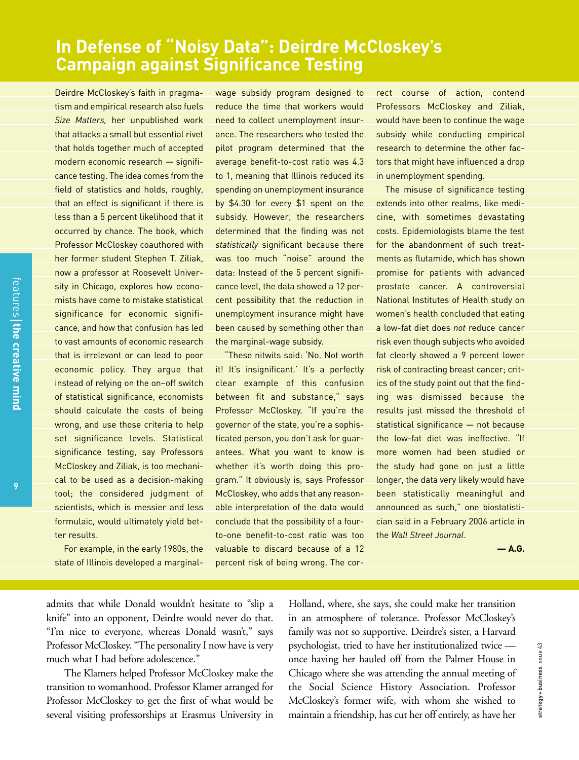# In Defense of "Noisy Data": Deirdre McCloskey's Campaign against Significance Testing

Deirdre McCloskey's faith in pragmatism and empirical research also fuels *Size Matters,* her unpublished work that attacks a small but essential rivet that holds together much of accepted modern economic research — significance testing. The idea comes from the field of statistics and holds, roughly, that an effect is significant if there is less than a 5 percent likelihood that it occurred by chance. The book, which Professor McCloskey coauthored with her former student Stephen T. Ziliak, now a professor at Roosevelt University in Chicago, explores how economists have come to mistake statistical significance for economic significance, and how that confusion has led to vast amounts of economic research that is irrelevant or can lead to poor economic policy. They argue that instead of relying on the on–off switch of statistical significance, economists should calculate the costs of being wrong, and use those criteria to help set significance levels. Statistical significance testing, say Professors McCloskey and Ziliak, is too mechanical to be used as a decision-making tool; the considered judgment of scientists, which is messier and less formulaic, would ultimately yield better results.

For example, in the early 1980s, the state of Illinois developed a marginal-wage subsidy program designed to reduce the time that workers would need to collect unemployment insurance. The researchers who tested the pilot program determined that the average benefit-to-cost ratio was 4.3 to 1, meaning that Illinois reduced its spending on unemployment insurance by $4.30 for every $1 spent on the subsidy. However, the researchers determined that the finding was not *statistically* significant because there was too much "noise" around the data: Instead of the 5 percent significance level, the data showed a 12 percent possibility that the reduction in unemployment insurance might have been caused by something other than the marginal-wage subsidy.

"These nitwits said: 'No. Not worth it! It's insignificant.' It's a perfectly clear example of this confusion between fit and substance," says Professor McCloskey. "If you're the governor of the state, you're a sophisticated person, you don't ask for guarantees. What you want to know is whether it's worth doing this program." It obviously is, says Professor McCloskey, who adds that any reasonable interpretation of the data would conclude that the possibility of a four-to-one benefit-to-cost ratio was too valuable to discard because of a 12 percent risk of being wrong. The correct course of action, contend Professors McCloskey and Ziliak, would have been to continue the wage subsidy while conducting empirical research to determine the other factors that might have influenced a drop in unemployment spending.

The misuse of significance testing extends into other realms, like medicine, with sometimes devastating costs. Epidemiologists blame the test for the abandonment of such treatments as flutamide, which has shown promise for patients with advanced prostate cancer. A controversial National Institutes of Health study on women's health concluded that eating a low-fat diet does *not* reduce cancer risk even though subjects who avoided fat clearly showed a 9 percent lower risk of contracting breast cancer; critics of the study point out that the finding was dismissed because the results just missed the threshold of statistical significance — not because the low-fat diet was ineffective. "If more women had been studied or the study had gone on just a little longer, the data very likely would have been statistically meaningful and announced as such," one biostatistician said in a February 2006 article in the *Wall Street Journal*.

**— A.G.**

admits that while Donald wouldn't hesitate to "slip a knife" into an opponent, Deirdre would never do that. "I'm nice to everyone, whereas Donald wasn't," says Professor McCloskey. "The personality I now have is very much what I had before adolescence."

The Klamers helped Professor McCloskey make the transition to womanhood. Professor Klamer arranged for Professor McCloskey to get the first of what would be several visiting professorships at Erasmus University in Holland, where, she says, she could make her transition in an atmosphere of tolerance. Professor McCloskey's family was not so supportive. Deirdre's sister, a Harvard psychologist, tried to have her institutionalized twice — once having her hauled off from the Palmer House in Chicago where she was attending the annual meeting of the Social Science History Association. Professor McCloskey's former wife, with whom she wished to maintain a friendship, has cut her off entirely, as have her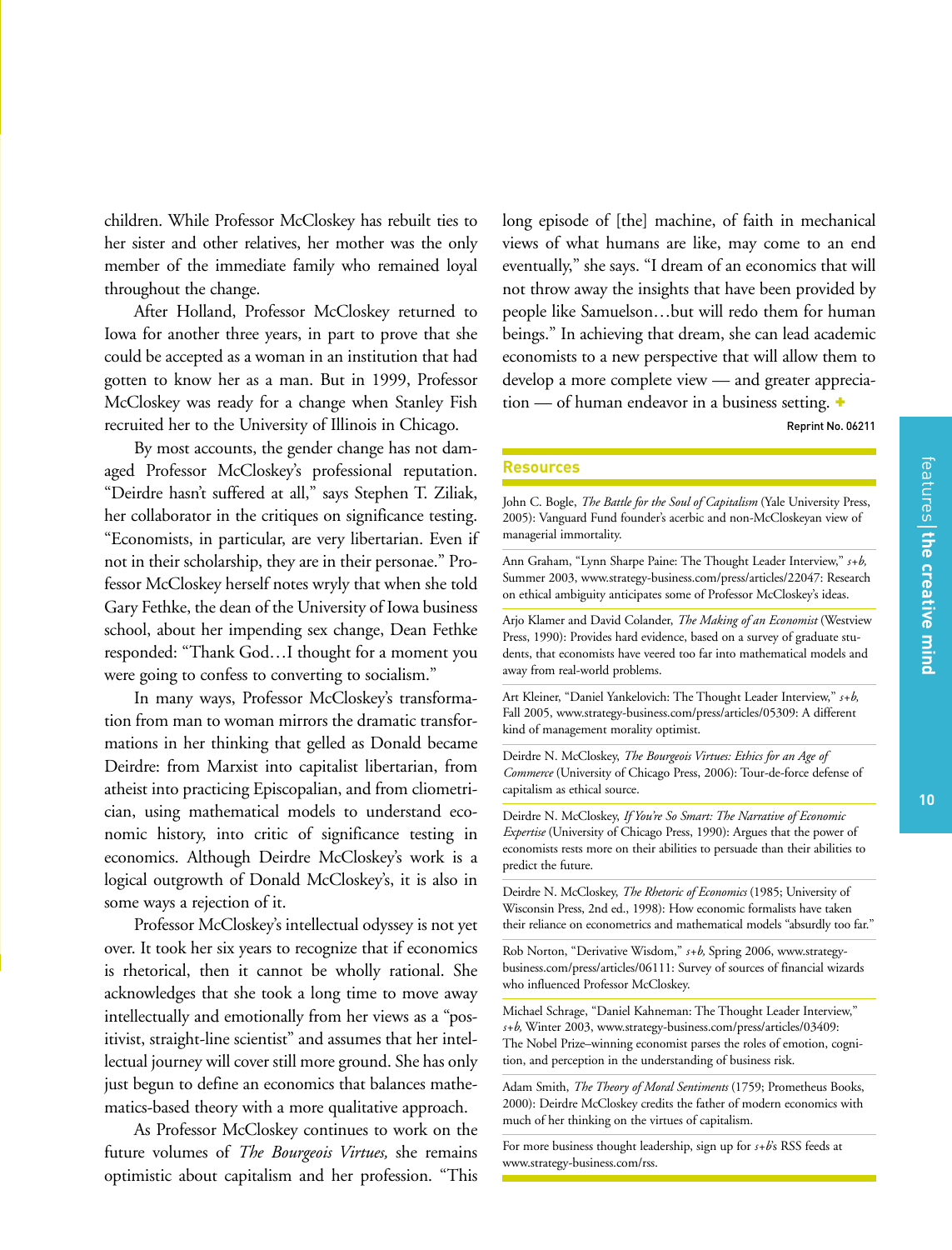children. While Professor McCloskey has rebuilt ties to her sister and other relatives, her mother was the only member of the immediate family who remained loyal throughout the change.

After Holland, Professor McCloskey returned to Iowa for another three years, in part to prove that she could be accepted as a woman in an institution that had gotten to know her as a man. But in 1999, Professor McCloskey was ready for a change when Stanley Fish recruited her to the University of Illinois in Chicago.

By most accounts, the gender change has not damaged Professor McCloskey's professional reputation. "Deirdre hasn't suffered at all," says Stephen T. Ziliak, her collaborator in the critiques on significance testing. "Economists, in particular, are very libertarian. Even if not in their scholarship, they are in their personae." Professor McCloskey herself notes wryly that when she told Gary Fethke, the dean of the University of Iowa business school, about her impending sex change, Dean Fethke responded: "Thank God…I thought for a moment you were going to confess to converting to socialism."

In many ways, Professor McCloskey's transformation from man to woman mirrors the dramatic transformations in her thinking that gelled as Donald became Deirdre: from Marxist into capitalist libertarian, from atheist into practicing Episcopalian, and from cliometrician, using mathematical models to understand economic history, into critic of significance testing in economics. Although Deirdre McCloskey's work is a logical outgrowth of Donald McCloskey's, it is also in some ways a rejection of it.

Professor McCloskey's intellectual odyssey is not yet over. It took her six years to recognize that if economics is rhetorical, then it cannot be wholly rational. She acknowledges that she took a long time to move away intellectually and emotionally from her views as a "positivist, straight-line scientist" and assumes that her intellectual journey will cover still more ground. She has only just begun to define an economics that balances mathematics-based theory with a more qualitative approach.

As Professor McCloskey continues to work on the future volumes of *The Bourgeois Virtues,* she remains optimistic about capitalism and her profession. "This long episode of [the] machine, of faith in mechanical views of what humans are like, may come to an end eventually," she says. "I dream of an economics that will not throw away the insights that have been provided by people like Samuelson…but will redo them for human beings." In achieving that dream, she can lead academic economists to a new perspective that will allow them to develop a more complete view — and greater appreciation — of human endeavor in a business setting. +

**Reprint No. 06211**

## Resources

John C. Bogle, *The Battle for the Soul of Capitalism* (Yale University Press, 2005): Vanguard Fund founder's acerbic and non-McCloskeyan view of managerial immortality.

Ann Graham, "Lynn Sharpe Paine: The Thought Leader Interview," *s+b,* Summer 2003, www.strategy-business.com/press/articles/22047: Research on ethical ambiguity anticipates some of Professor McCloskey's ideas.

Arjo Klamer and David Colander, *The Making of an Economist* (Westview Press, 1990): Provides hard evidence, based on a survey of graduate students, that economists have veered too far into mathematical models and away from real-world problems.

Art Kleiner, "Daniel Yankelovich: The Thought Leader Interview," *s+b,* Fall 2005, www.strategy-business.com/press/articles/05309: A different kind of management morality optimist.

Deirdre N. McCloskey, *The Bourgeois Virtues: Ethics for an Age of Commerce* (University of Chicago Press, 2006): Tour-de-force defense of capitalism as ethical source.

Deirdre N. McCloskey, *If You're So Smart: The Narrative of Economic Expertise* (University of Chicago Press, 1990): Argues that the power of economists rests more on their abilities to persuade than their abilities to predict the future.

Deirdre N. McCloskey, *The Rhetoric of Economics* (1985; University of Wisconsin Press, 2nd ed., 1998): How economic formalists have taken their reliance on econometrics and mathematical models "absurdly too far."

Rob Norton, "Derivative Wisdom," *s+b,* Spring 2006, www.strategy-business.com/press/articles/06111: Survey of sources of financial wizards who influenced Professor McCloskey.

Michael Schrage, "Daniel Kahneman: The Thought Leader Interview," *s+b,* Winter 2003, www.strategy-business.com/press/articles/03409: The Nobel Prize–winning economist parses the roles of emotion, cognition, and perception in the understanding of business risk.

Adam Smith, *The Theory of Moral Sentiments* (1759; Prometheus Books, 2000): Deirdre McCloskey credits the father of modern economics with much of her thinking on the virtues of capitalism.

For more business thought leadership, sign up for *s+b*'s RSS feeds at www.strategy-business.com/rss.